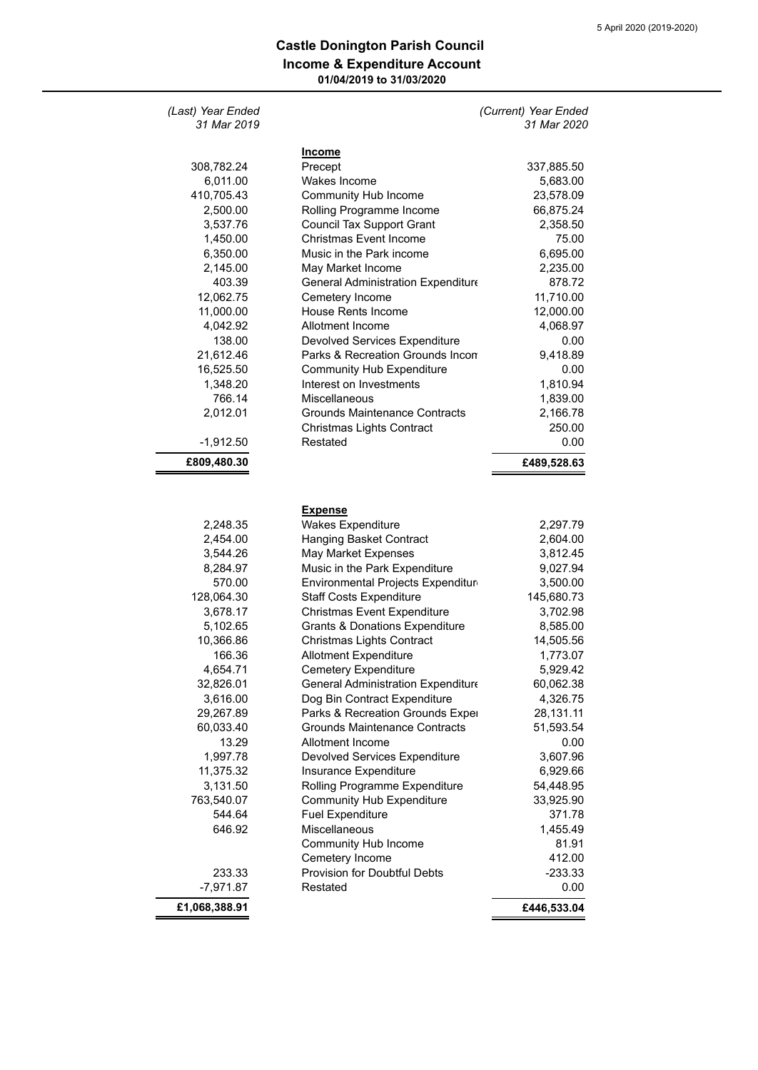## Castle Donington Parish Council

### Income & Expenditure Account

**01/04/2019 to 31/03/2020**

| *(Last) Year Ended 31 Mar 2019* | | *(Current) Year Ended 31 Mar 2020* |
|---:|---|---:|
| | **Income** | |
| 308,782.24 | Precept | 337,885.50 |
| 6,011.00 | Wakes Income | 5,683.00 |
| 410,705.43 | Community Hub Income | 23,578.09 |
| 2,500.00 | Rolling Programme Income | 66,875.24 |
| 3,537.76 | Council Tax Support Grant | 2,358.50 |
| 1,450.00 | Christmas Event Income | 75.00 |
| 6,350.00 | Music in the Park income | 6,695.00 |
| 2,145.00 | May Market Income | 2,235.00 |
| 403.39 | General Administration Expenditure | 878.72 |
| 12,062.75 | Cemetery Income | 11,710.00 |
| 11,000.00 | House Rents Income | 12,000.00 |
| 4,042.92 | Allotment Income | 4,068.97 |
| 138.00 | Devolved Services Expenditure | 0.00 |
| 21,612.46 | Parks & Recreation Grounds Incon | 9,418.89 |
| 16,525.50 | Community Hub Expenditure | 0.00 |
| 1,348.20 | Interest on Investments | 1,810.94 |
| 766.14 | Miscellaneous | 1,839.00 |
| 2,012.01 | Grounds Maintenance Contracts | 2,166.78 |
| | Christmas Lights Contract | 250.00 |
| -1,912.50 | Restated | 0.00 |
| **£809,480.30** | | **£489,528.63** |

| *(Last) Year Ended 31 Mar 2019* | | *(Current) Year Ended 31 Mar 2020* |
|---:|---|---:|
| | **Expense** | |
| 2,248.35 | Wakes Expenditure | 2,297.79 |
| 2,454.00 | Hanging Basket Contract | 2,604.00 |
| 3,544.26 | May Market Expenses | 3,812.45 |
| 8,284.97 | Music in the Park Expenditure | 9,027.94 |
| 570.00 | Environmental Projects Expenditur | 3,500.00 |
| 128,064.30 | Staff Costs Expenditure | 145,680.73 |
| 3,678.17 | Christmas Event Expenditure | 3,702.98 |
| 5,102.65 | Grants & Donations Expenditure | 8,585.00 |
| 10,366.86 | Christmas Lights Contract | 14,505.56 |
| 166.36 | Allotment Expenditure | 1,773.07 |
| 4,654.71 | Cemetery Expenditure | 5,929.42 |
| 32,826.01 | General Administration Expenditure | 60,062.38 |
| 3,616.00 | Dog Bin Contract Expenditure | 4,326.75 |
| 29,267.89 | Parks & Recreation Grounds Exper | 28,131.11 |
| 60,033.40 | Grounds Maintenance Contracts | 51,593.54 |
| 13.29 | Allotment Income | 0.00 |
| 1,997.78 | Devolved Services Expenditure | 3,607.96 |
| 11,375.32 | Insurance Expenditure | 6,929.66 |
| 3,131.50 | Rolling Programme Expenditure | 54,448.95 |
| 763,540.07 | Community Hub Expenditure | 33,925.90 |
| 544.64 | Fuel Expenditure | 371.78 |
| 646.92 | Miscellaneous | 1,455.49 |
| | Community Hub Income | 81.91 |
| | Cemetery Income | 412.00 |
| 233.33 | Provision for Doubtful Debts | -233.33 |
| -7,971.87 | Restated | 0.00 |
| **£1,068,388.91** | | **£446,533.04** |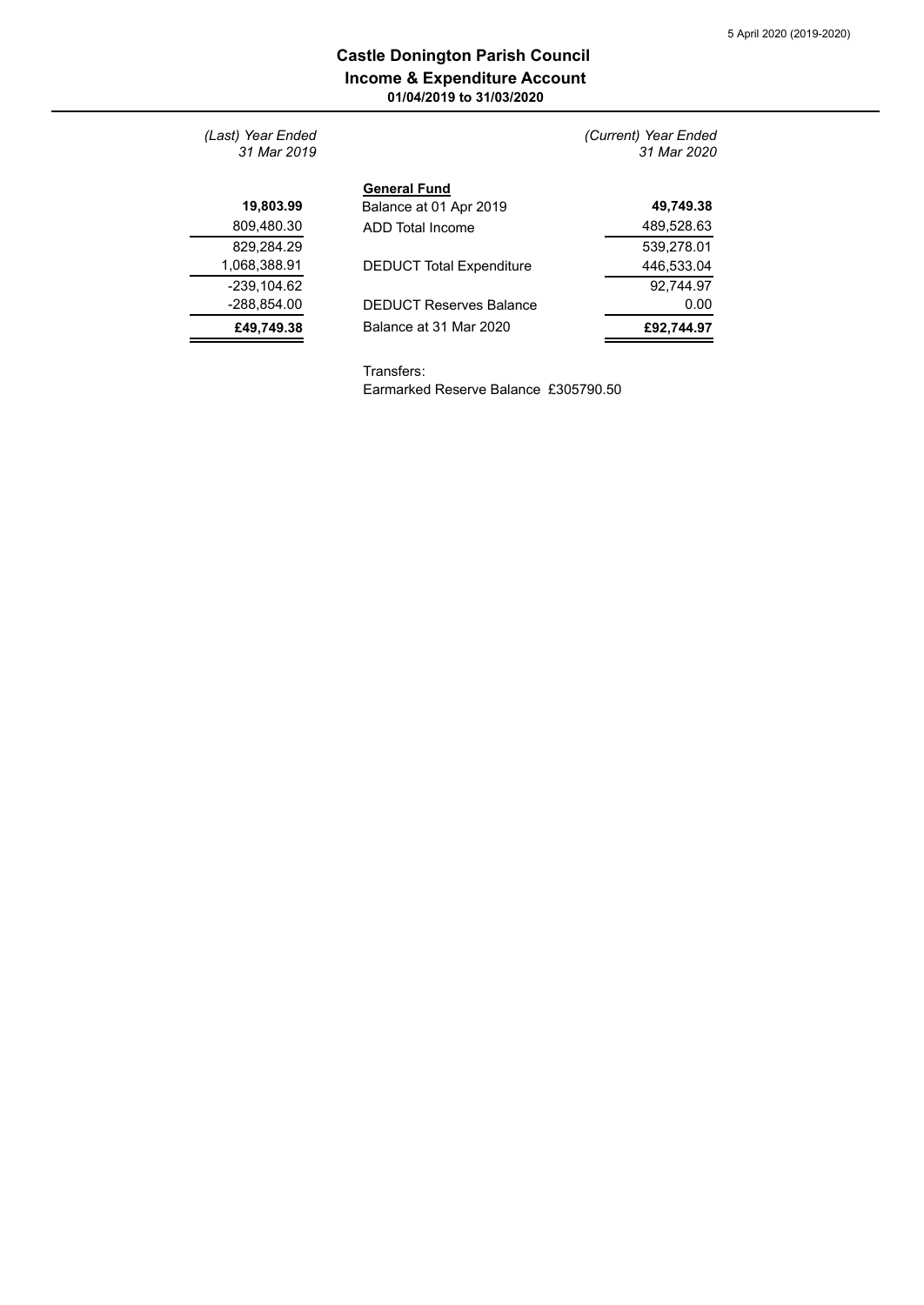## Castle Donington Parish Council

### Income & Expenditure Account

**01/04/2019 to 31/03/2020**

| *(Last) Year Ended 31 Mar 2019* | | *(Current) Year Ended 31 Mar 2020* |
| --- | --- | --- |
| | **General Fund** | |
| **19,803.99** | Balance at 01 Apr 2019 | **49,749.38** |
| 809,480.30 | ADD Total Income | 489,528.63 |
| 829,284.29 | | 539,278.01 |
| 1,068,388.91 | DEDUCT Total Expenditure | 446,533.04 |
| -239,104.62 | | 92,744.97 |
| -288,854.00 | DEDUCT Reserves Balance | 0.00 |
| **£49,749.38** | Balance at 31 Mar 2020 | **£92,744.97** |

Transfers:

Earmarked Reserve Balance £305790.50